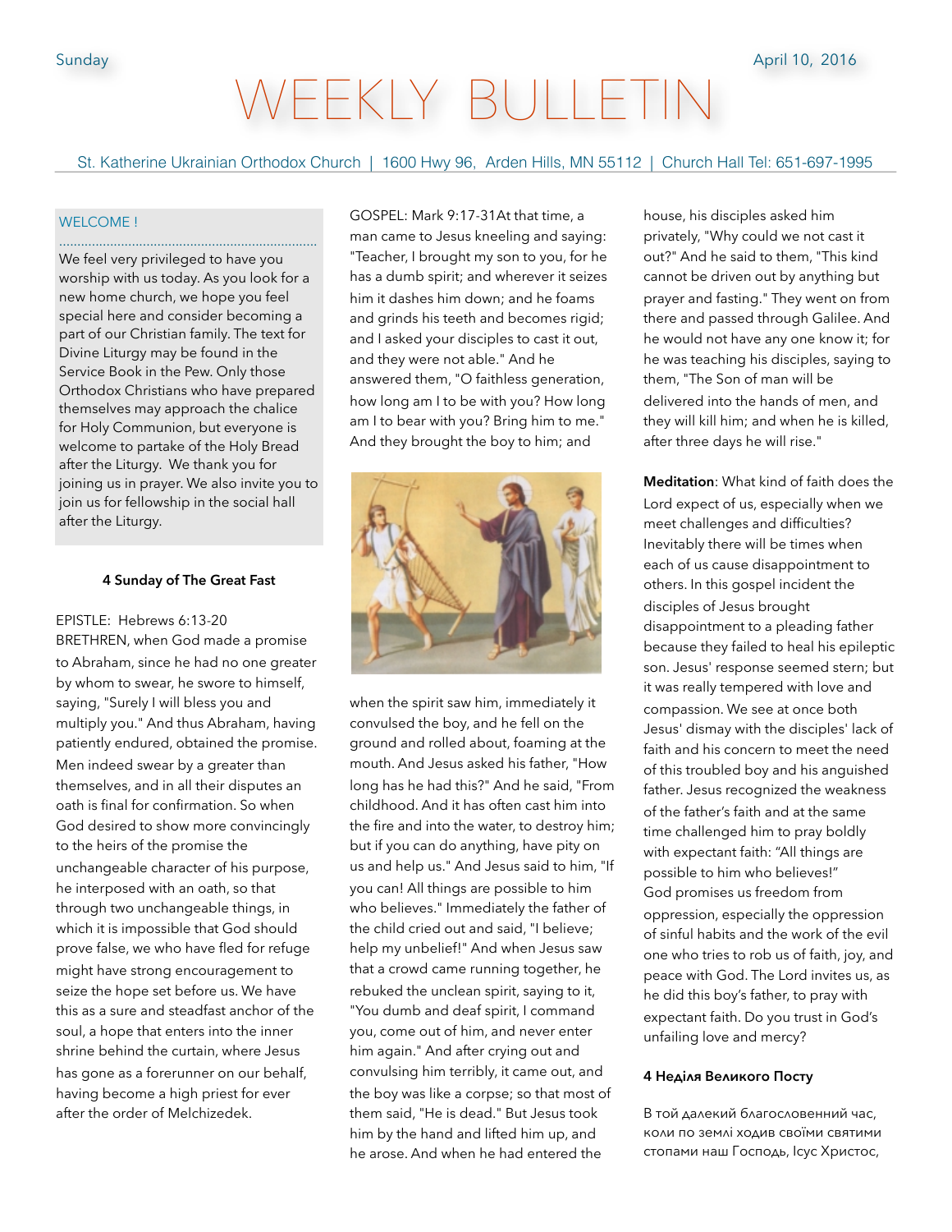Sunday April 10, 2016

# WEEKLY BULLETIN

St. Katherine Ukrainian Orthodox Church | 1600 Hwy 96, Arden Hills, MN 55112 | Church Hall Tel: 651-697-1995

## WELCOME !

We feel very privileged to have you worship with us today. As you look for a new home church, we hope you feel special here and consider becoming a part of our Christian family. The text for Divine Liturgy may be found in the Service Book in the Pew. Only those Orthodox Christians who have prepared themselves may approach the chalice for Holy Communion, but everyone is welcome to partake of the Holy Bread after the Liturgy. We thank you for joining us in prayer. We also invite you to join us for fellowship in the social hall after the Liturgy.

### 4 Sunday of The Great Fast

EPISTLE: Hebrews 6:13-20

BRETHREN, when God made a promise to Abraham, since he had no one greater by whom to swear, he swore to himself, saying, "Surely I will bless you and multiply you." And thus Abraham, having patiently endured, obtained the promise. Men indeed swear by a greater than themselves, and in all their disputes an oath is final for confirmation. So when God desired to show more convincingly to the heirs of the promise the unchangeable character of his purpose, he interposed with an oath, so that through two unchangeable things, in which it is impossible that God should prove false, we who have fled for refuge might have strong encouragement to seize the hope set before us. We have this as a sure and steadfast anchor of the soul, a hope that enters into the inner shrine behind the curtain, where Jesus has gone as a forerunner on our behalf, having become a high priest for ever after the order of Melchizedek.

GOSPEL: Mark 9:17-31At that time, a man came to Jesus kneeling and saying: "Teacher, I brought my son to you, for he has a dumb spirit; and wherever it seizes him it dashes him down; and he foams and grinds his teeth and becomes rigid; and I asked your disciples to cast it out, and they were not able." And he answered them, "O faithless generation, how long am I to be with you? How long am I to bear with you? Bring him to me." And they brought the boy to him; and when the spirit saw him, immediately it convulsed the boy, and he fell on the ground and rolled about, foaming at the mouth. And Jesus asked his father, "How long has he had this?" And he said, "From childhood. And it has often cast him into the fire and into the water, to destroy him; but if you can do anything, have pity on us and help us." And Jesus said to him, "If you can! All things are possible to him who believes." Immediately the father of the child cried out and said, "I believe; help my unbelief!" And when Jesus saw that a crowd came running together, he rebuked the unclean spirit, saying to it, "You dumb and deaf spirit, I command you, come out of him, and never enter him again." And after crying out and convulsing him terribly, it came out, and the boy was like a corpse; so that most of them said, "He is dead." But Jesus took him by the hand and lifted him up, and he arose. And when he had entered the house, his disciples asked him privately, "Why could we not cast it out?" And he said to them, "This kind cannot be driven out by anything but prayer and fasting." They went on from there and passed through Galilee. And he would not have any one know it; for he was teaching his disciples, saying to them, "The Son of man will be delivered into the hands of men, and they will kill him; and when he is killed, after three days he will rise."

**Meditation**: What kind of faith does the Lord expect of us, especially when we meet challenges and difficulties? Inevitably there will be times when each of us cause disappointment to others. In this gospel incident the disciples of Jesus brought disappointment to a pleading father because they failed to heal his epileptic son. Jesus' response seemed stern; but it was really tempered with love and compassion. We see at once both Jesus' dismay with the disciples' lack of faith and his concern to meet the need of this troubled boy and his anguished father. Jesus recognized the weakness of the father's faith and at the same time challenged him to pray boldly with expectant faith: "All things are possible to him who believes!" God promises us freedom from oppression, especially the oppression of sinful habits and the work of the evil one who tries to rob us of faith, joy, and peace with God. The Lord invites us, as he did this boy's father, to pray with expectant faith. Do you trust in God's unfailing love and mercy?

### 4 Неділя Великого Посту

В той далекий благословенний час, коли по землі ходив своїми святими стопами наш Господь, Ісус Христос,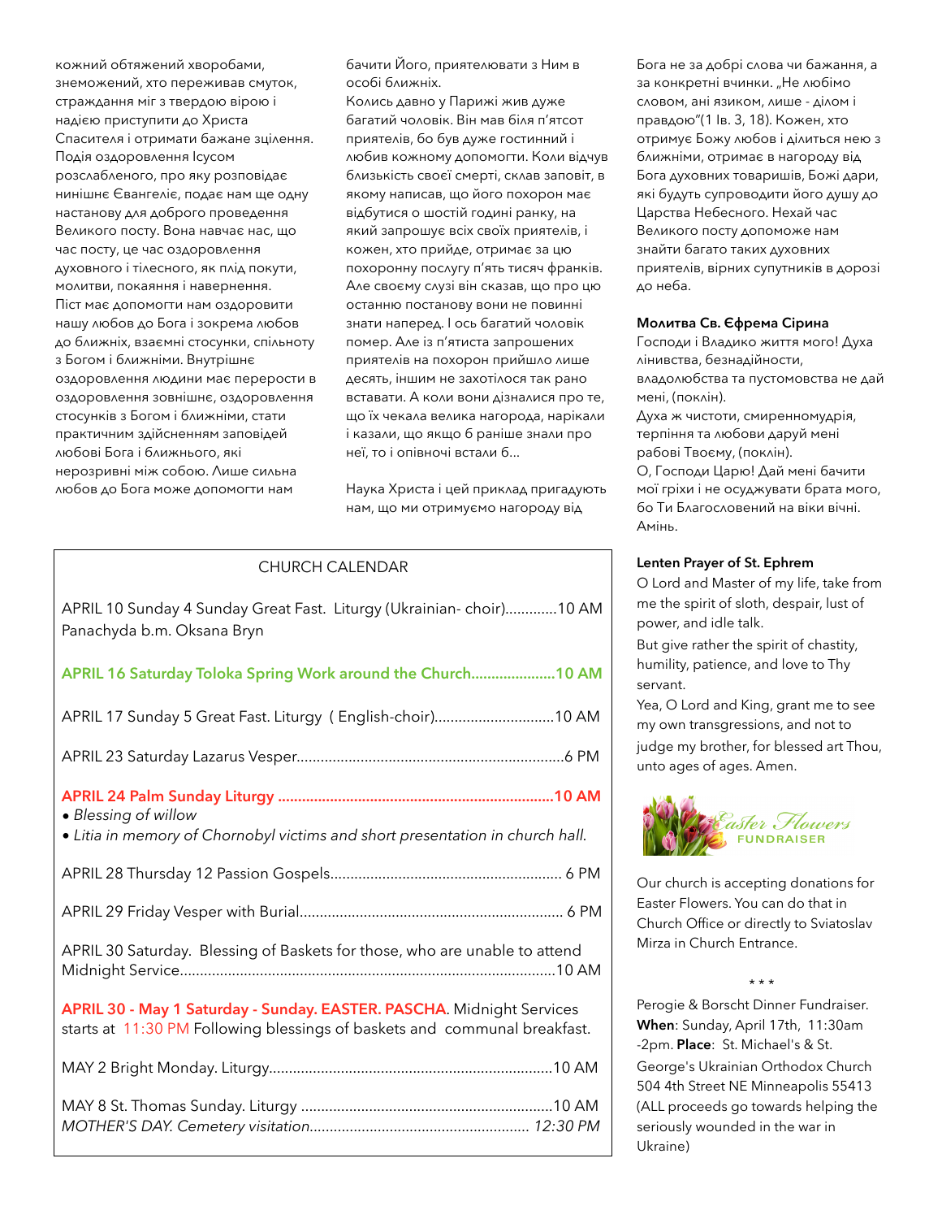кожний обтяжений хворобами, знеможений, хто переживав смуток, страждання міг з твердою вірою і надією приступити до Христа Спасителя і отримати бажане зцілення. Подія оздоровлення Ісусом розслабленого, про яку розповідає нинішнє Євангеліє, подає нам ще одну настанову для доброго проведення Великого посту. Вона навчає нас, що час посту, це час оздоровлення духовного і тілесного, як плід покути, молитви, покаяння і навернення. Піст має допомогти нам оздоровити нашу любов до Бога і зокрема любов до ближніх, взаємні стосунки, спільноту з Богом і ближніми. Внутрішнє оздоровлення людини має перерости в оздоровлення зовнішнє, оздоровлення стосунків з Богом і ближніми, стати практичним здійсненням заповідей любові Бога і ближнього, які нерозривні між собою. Лише сильна любов до Бога може допомогти нам бачити Його, приятелювати з Ним в особі ближніх.

Колись давно у Парижі жив дуже багатий чоловік. Він мав біля п'ятсот приятелів, бо був дуже гостинний і любив кожному допомогти. Коли відчув близькість своєї смерті, склав заповіт, в якому написав, що його похорон має відбутися о шостій годині ранку, на який запрошує всіх своїх приятелів, і кожен, хто прийде, отримає за цю похоронну послугу п'ять тисяч франків. Але своєму слузі він сказав, що про цю останню постанову вони не повинні знати наперед. І ось багатий чоловік помер. Але із п'ятиста запрошених приятелів на похорон прийшло лише десять, іншим не захотілося так рано вставати. А коли вони дізналися про те, що їх чекала велика нагорода, нарікали і казали, що якщо б раніше знали про неї, то і опівночі встали б...

Наука Христа і цей приклад пригадують нам, що ми отримуємо нагороду від Бога не за добрі слова чи бажання, а за конкретні вчинки. „Не любімо словом, ані язиком, лише - ділом і правдою"(1 Ів. 3, 18). Кожен, хто отримує Божу любов і ділиться нею з ближніми, отримає в нагороду від Бога духовних товаришів, Божі дари, які будуть супроводити його душу до Царства Небесного. Нехай час Великого посту допоможе нам знайти багато таких духовних приятелів, вірних супутників в дорозі до неба.

**Молитва Св. Єфрема Сірина**

Господи і Владико життя мого! Духа лінивства, безнадійности, владолюбства та пустомовства не дай мені, (поклін).
Духа ж чистоти, смиренномудрія, терпіння та любови даруй мені рабові Твоєму, (поклін).
О, Господи Царю! Дай мені бачити мої гріхи і не осуджувати брата мого, бо Ти Благословений на віки вічні. Амінь.

## CHURCH CALENDAR

APRIL 10 Sunday 4 Sunday Great Fast. Liturgy (Ukrainian- choir).............10 AM
Panachyda b.m. Oksana Bryn

**APRIL 16 Saturday Toloka Spring Work around the Church.....................10 AM**

APRIL 17 Sunday 5 Great Fast. Liturgy ( English-choir)..............................10 AM

APRIL 23 Saturday Lazarus Vesper..................................................................6 PM

**APRIL 24 Palm Sunday Liturgy ....................................................................10 AM**
- *Blessing of willow*
- *Litia in memory of Chornobyl victims and short presentation in church hall.*

APRIL 28 Thursday 12 Passion Gospels......................................................... 6 PM

APRIL 29 Friday Vesper with Burial................................................................ 6 PM

APRIL 30 Saturday. Blessing of Baskets for those, who are unable to attend Midnight Service.............................................................................................10 AM

**APRIL 30 - May 1 Saturday - Sunday. EASTER. PASCHA**. Midnight Services starts at 11:30 PM Following blessings of baskets and communal breakfast.

MAY 2 Bright Monday. Liturgy......................................................................10 AM

MAY 8 St. Thomas Sunday. Liturgy ..............................................................10 AM
*MOTHER'S DAY. Cemetery visitation...................................................... 12:30 PM*

**Lenten Prayer of St. Ephrem**

O Lord and Master of my life, take from me the spirit of sloth, despair, lust of power, and idle talk.
But give rather the spirit of chastity, humility, patience, and love to Thy servant.
Yea, O Lord and King, grant me to see my own transgressions, and not to judge my brother, for blessed art Thou, unto ages of ages. Amen.

Easter Flowers FUNDRAISER

Our church is accepting donations for Easter Flowers. You can do that in Church Office or directly to Sviatoslav Mirza in Church Entrance.

\* \* \*

Perogie & Borscht Dinner Fundraiser. **When**: Sunday, April 17th, 11:30am -2pm. **Place**: St. Michael's & St. George's Ukrainian Orthodox Church 504 4th Street NE Minneapolis 55413 (ALL proceeds go towards helping the seriously wounded in the war in Ukraine)